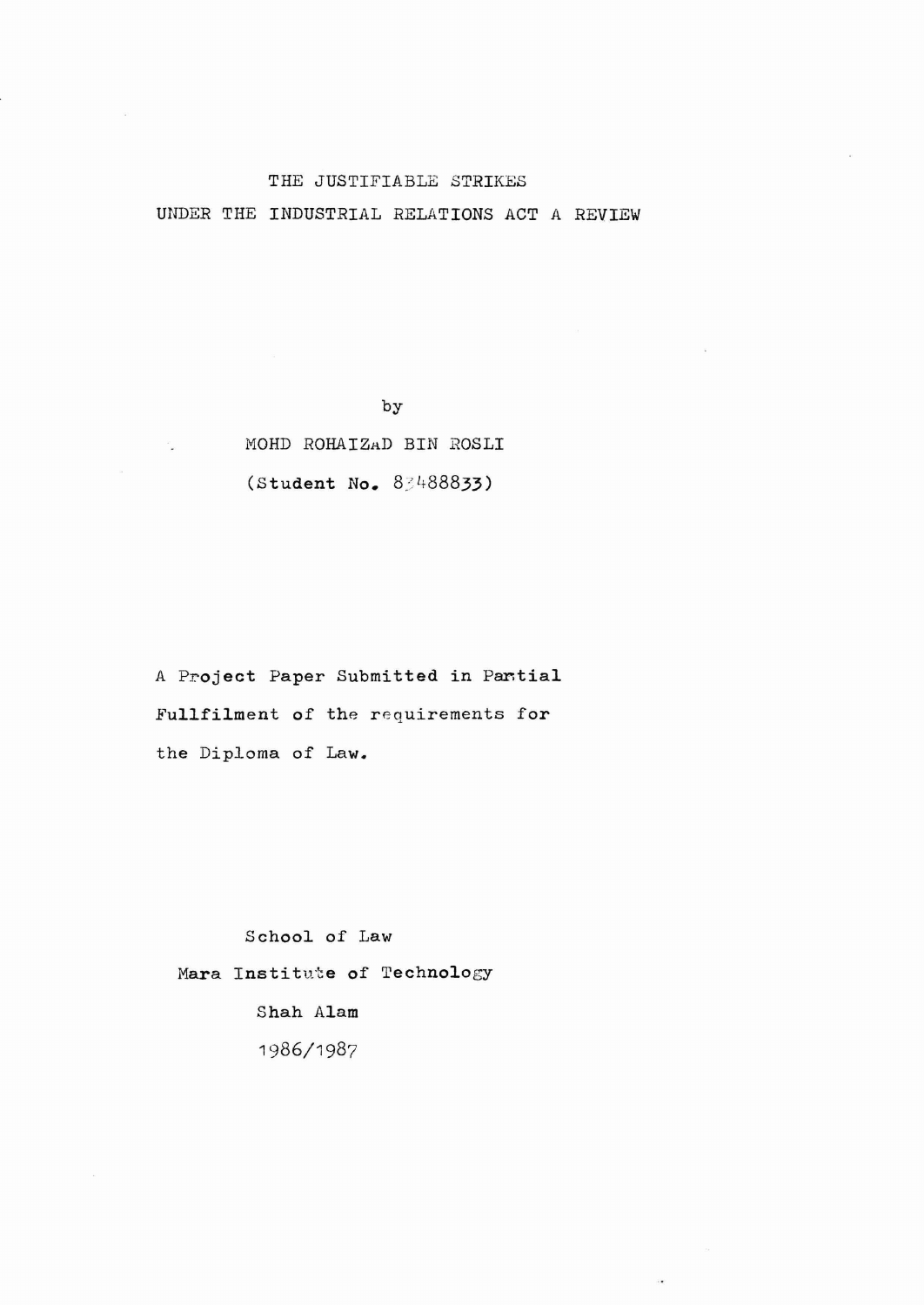# THE JUSTIFIABLE STRIKES
# UNDER THE INDUSTRIAL RELATIONS ACT A REVIEW

by

MOHD ROHAIZAD BIN ROSLI

(Student No. 83488833)

A Project Paper Submitted in Partial Fullfilment of the requirements for the Diploma of Law.

School of Law
Mara Institute of Technology
Shah Alam
1986/1987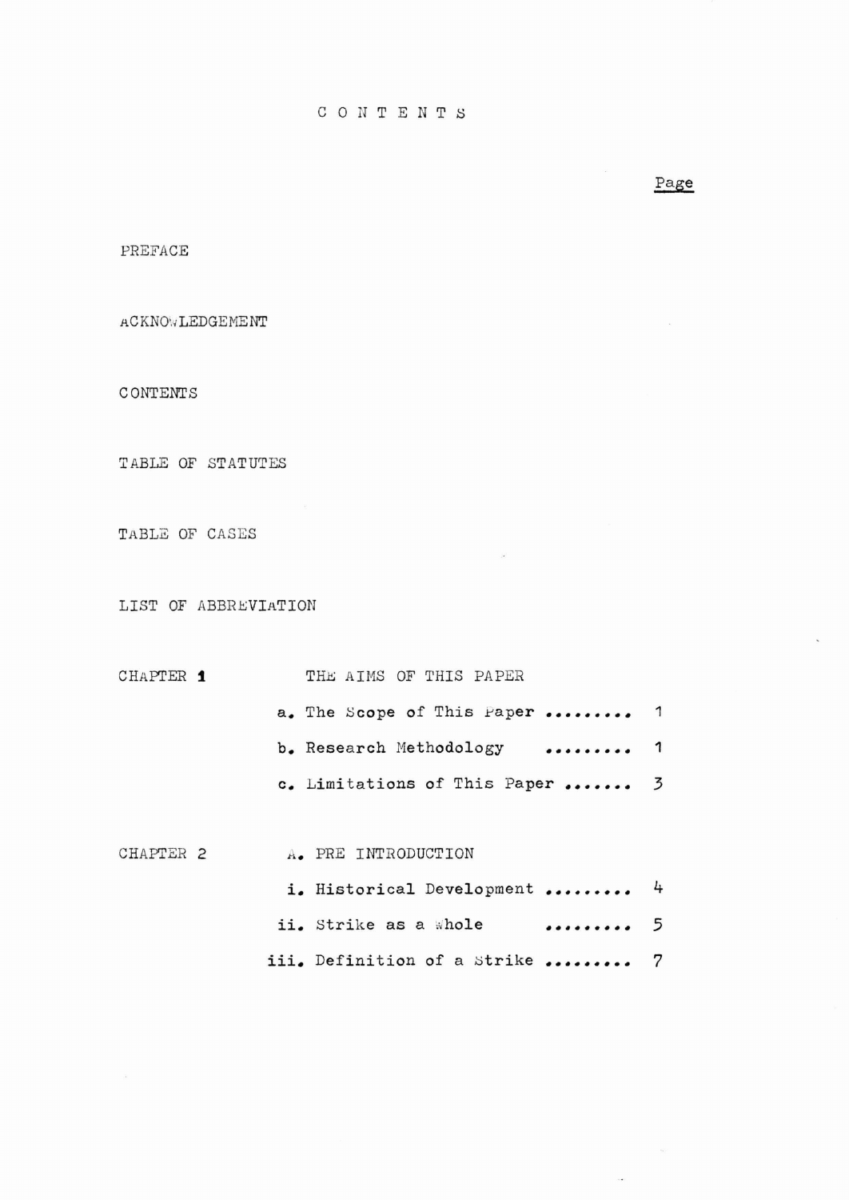# CONTENTS

| | | Page |
|---|---|---|
| PREFACE | | |
| ACKNOWLEDGEMENT | | |
| CONTENTS | | |
| TABLE OF STATUTES | | |
| TABLE OF CASES | | |
| LIST OF ABBREVIATION | | |
| CHAPTER 1 | THE AIMS OF THIS PAPER | |
| | a. The Scope of This Paper ......... | 1 |
| | b. Research Methodology ......... | 1 |
| | c. Limitations of This Paper ....... | 3 |
| CHAPTER 2 | A. PRE INTRODUCTION | |
| | i. Historical Development ......... | 4 |
| | ii. Strike as a Whole ......... | 5 |
| | iii. Definition of a Strike ......... | 7 |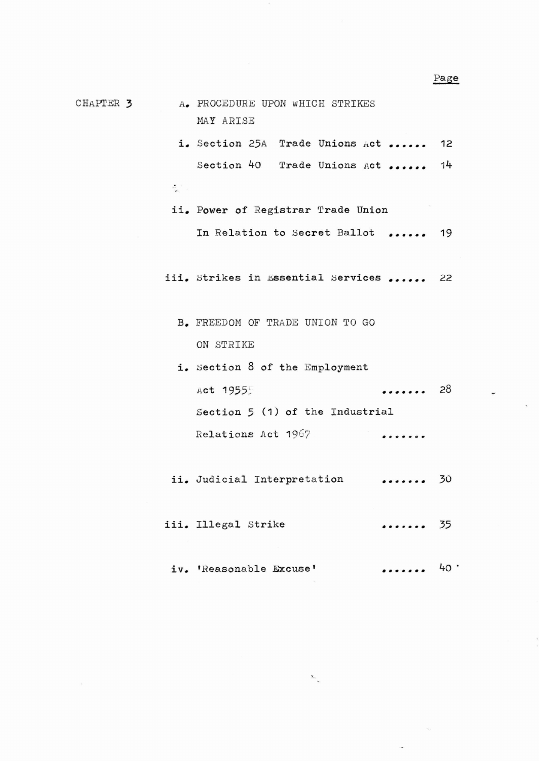| | | Page |
|---|---|---|
| CHAPTER 3 | A. PROCEDURE UPON WHICH STRIKES MAY ARISE | |
| | i. Section 25A Trade Unions Act ...... | 12 |
| | Section 40 Trade Unions Act ...... | 14 |
| | ii. Power of Registrar Trade Union In Relation to Secret Ballot ...... | 19 |
| | iii. Strikes in Essential Services ...... | 22 |
| | B. FREEDOM OF TRADE UNION TO GO ON STRIKE | |
| | i. Section 8 of the Employment Act 1955 ....... | 28 |
| | Section 5 (1) of the Industrial Relations Act 1967 ....... | |
| | ii. Judicial Interpretation ....... | 30 |
| | iii. Illegal Strike ....... | 35 |
| | iv. 'Reasonable Excuse' ....... | 40 |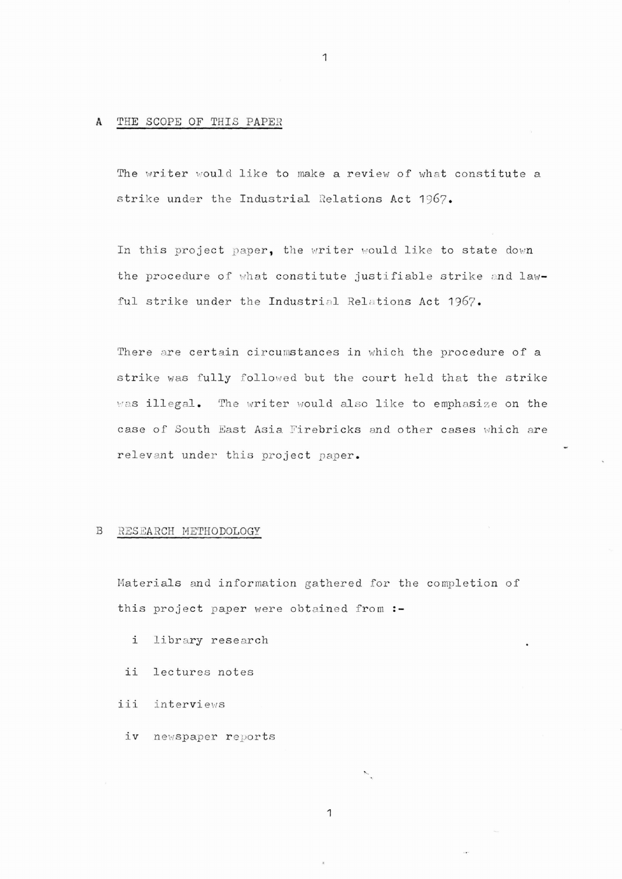## A THE SCOPE OF THIS PAPER

The writer would like to make a review of what constitute a strike under the Industrial Relations Act 1967.

In this project paper, the writer would like to state down the procedure of what constitute justifiable strike and lawful strike under the Industrial Relations Act 1967.

There are certain circumstances in which the procedure of a strike was fully followed but the court held that the strike was illegal. The writer would also like to emphasize on the case of South East Asia Firebricks and other cases which are relevant under this project paper.

## B RESEARCH METHODOLOGY

Materials and information gathered for the completion of this project paper were obtained from :-

- i library research
- ii lectures notes
- iii interviews
- iv newspaper reports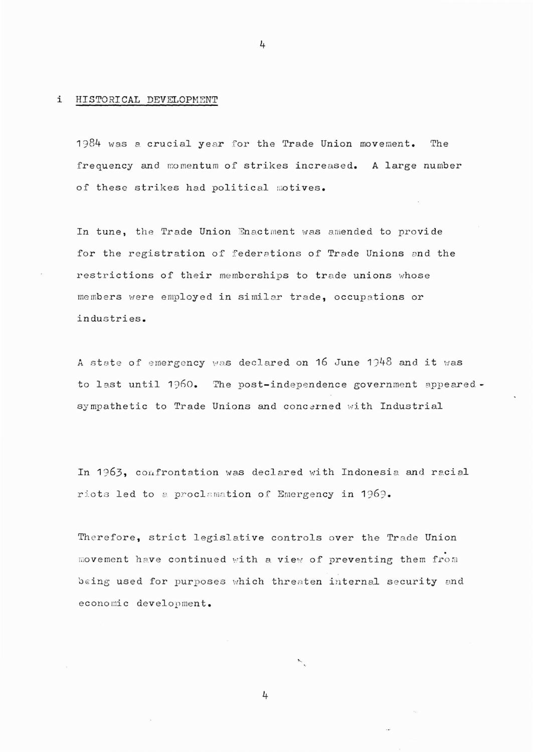## i HISTORICAL DEVELOPMENT

1984 was a crucial year for the Trade Union movement. The frequency and momentum of strikes increased. A large number of these strikes had political motives.

In tune, the Trade Union Enactment was amended to provide for the registration of federations of Trade Unions and the restrictions of their memberships to trade unions whose members were employed in similar trade, occupations or industries.

A state of emergency was declared on 16 June 1948 and it was to last until 1960. The post-independence government appeared - sympathetic to Trade Unions and concerned with Industrial

In 1963, confrontation was declared with Indonesia and racial riots led to a proclamation of Emergency in 1969.

Therefore, strict legislative controls over the Trade Union movement have continued with a view of preventing them from being used for purposes which threaten internal security and economic development.